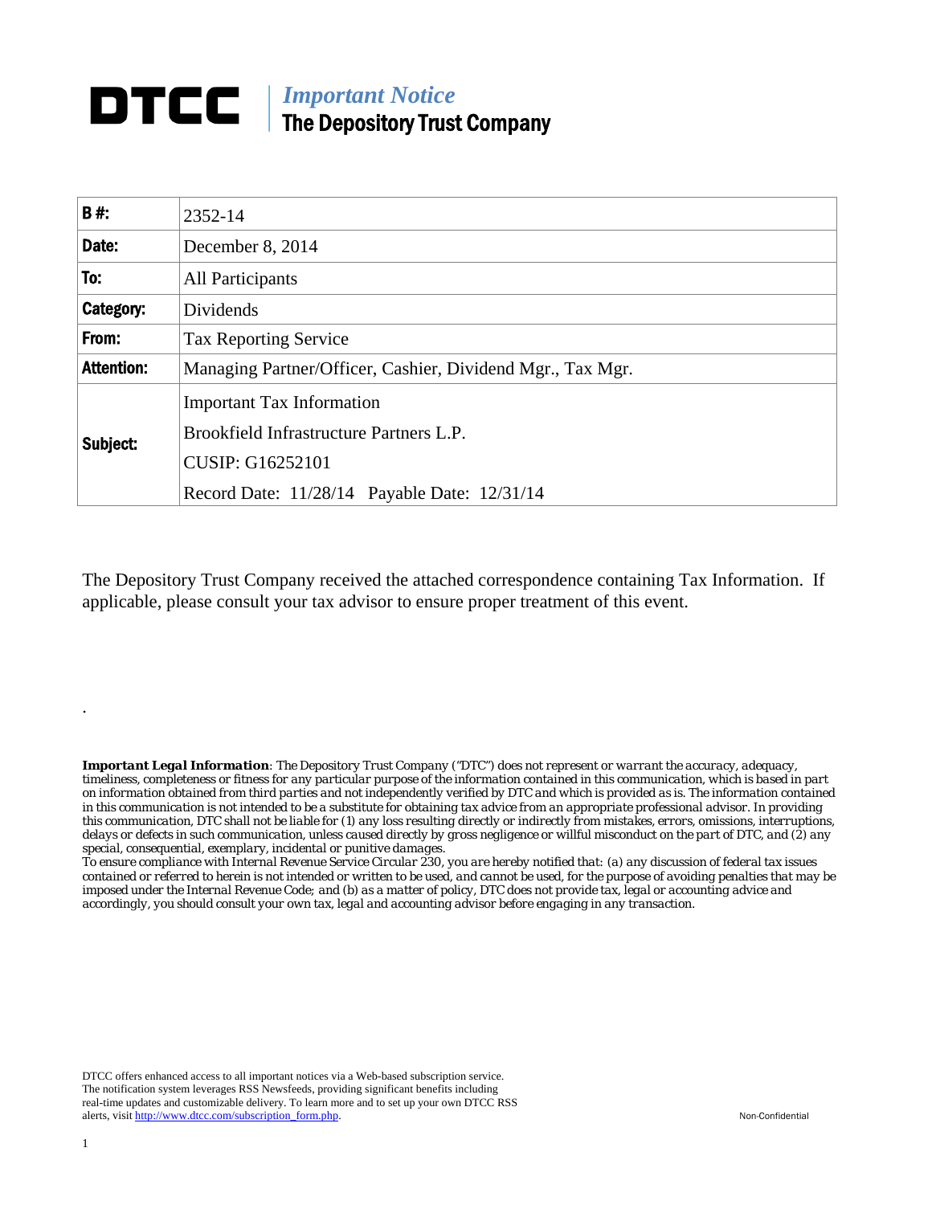# DTCC | *Important Notice*
## The Depository Trust Company

| | |
|---|---|
| **B #:** | 2352-14 |
| **Date:** | December 8, 2014 |
| **To:** | All Participants |
| **Category:** | Dividends |
| **From:** | Tax Reporting Service |
| **Attention:** | Managing Partner/Officer, Cashier, Dividend Mgr., Tax Mgr. |
| **Subject:** | Important Tax Information<br>Brookfield Infrastructure Partners L.P.<br>CUSIP: G16252101<br>Record Date: 11/28/14 Payable Date: 12/31/14 |

The Depository Trust Company received the attached correspondence containing Tax Information. If applicable, please consult your tax advisor to ensure proper treatment of this event.

.

***Important Legal Information***: *The Depository Trust Company ("DTC") does not represent or warrant the accuracy, adequacy, timeliness, completeness or fitness for any particular purpose of the information contained in this communication, which is based in part on information obtained from third parties and not independently verified by DTC and which is provided as is. The information contained in this communication is not intended to be a substitute for obtaining tax advice from an appropriate professional advisor. In providing this communication, DTC shall not be liable for (1) any loss resulting directly or indirectly from mistakes, errors, omissions, interruptions, delays or defects in such communication, unless caused directly by gross negligence or willful misconduct on the part of DTC, and (2) any special, consequential, exemplary, incidental or punitive damages.*

*To ensure compliance with Internal Revenue Service Circular 230, you are hereby notified that: (a) any discussion of federal tax issues contained or referred to herein is not intended or written to be used, and cannot be used, for the purpose of avoiding penalties that may be imposed under the Internal Revenue Code; and (b) as a matter of policy, DTC does not provide tax, legal or accounting advice and accordingly, you should consult your own tax, legal and accounting advisor before engaging in any transaction.*

DTCC offers enhanced access to all important notices via a Web-based subscription service. The notification system leverages RSS Newsfeeds, providing significant benefits including real-time updates and customizable delivery. To learn more and to set up your own DTCC RSS alerts, visit http://www.dtcc.com/subscription_form.php.

Non-Confidential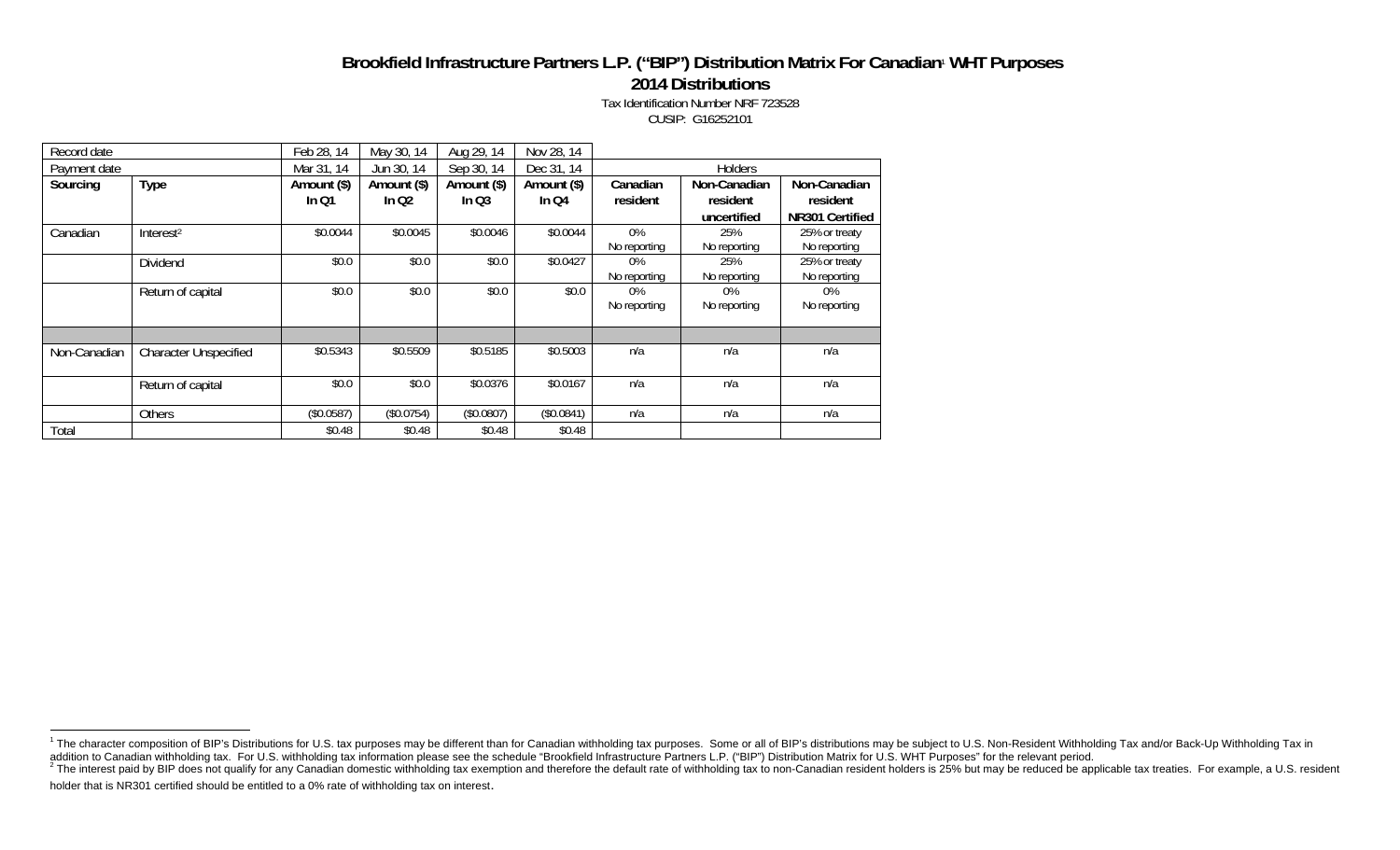# Brookfield Infrastructure Partners L.P. ("BIP") Distribution Matrix For Canadian[1] WHT Purposes

## 2014 Distributions

Tax Identification Number NRF 723528

CUSIP: G16252101

| Record date | | Feb 28, 14 | May 30, 14 | Aug 29, 14 | Nov 28, 14 | | | |
|---|---|---|---|---|---|---|---|---|
| Payment date | | Mar 31, 14 | Jun 30, 14 | Sep 30, 14 | Dec 31, 14 | Holders | | |
| **Sourcing** | **Type** | **Amount ($) In Q1** | **Amount ($) In Q2** | **Amount ($) In Q3** | **Amount ($) In Q4** | **Canadian resident** | **Non-Canadian resident uncertified** | **Non-Canadian resident NR301 Certified** |
| Canadian | Interest[2] | $0.0044 | $0.0045 | $0.0046 | $0.0044 | 0% No reporting | 25% No reporting | 25% or treaty No reporting |
| | Dividend | $0.0 | $0.0 | $0.0 | $0.0427 | 0% No reporting | 25% No reporting | 25% or treaty No reporting |
| | Return of capital | $0.0 | $0.0 | $0.0 | $0.0 | 0% No reporting | 0% No reporting | 0% No reporting |
| | | | | | | | | |
| Non-Canadian | Character Unspecified | $0.5343 | $0.5509 | $0.5185 | $0.5003 | n/a | n/a | n/a |
| | Return of capital | $0.0 | $0.0 | $0.0376 | $0.0167 | n/a | n/a | n/a |
| | Others | ($0.0587) | ($0.0754) | ($0.0807) | ($0.0841) | n/a | n/a | n/a |
| Total | | $0.48 | $0.48 | $0.48 | $0.48 | | | |

[1] The character composition of BIP's Distributions for U.S. tax purposes may be different than for Canadian withholding tax purposes. Some or all of BIP's distributions may be subject to U.S. Non-Resident Withholding Tax and/or Back-Up Withholding Tax in addition to Canadian withholding tax. For U.S. withholding tax information please see the schedule "Brookfield Infrastructure Partners L.P. ("BIP") Distribution Matrix for U.S. WHT Purposes" for the relevant period.

[2] The interest paid by BIP does not qualify for any Canadian domestic withholding tax exemption and therefore the default rate of withholding tax to non-Canadian resident holders is 25% but may be reduced be applicable tax treaties. For example, a U.S. resident holder that is NR301 certified should be entitled to a 0% rate of withholding tax on interest.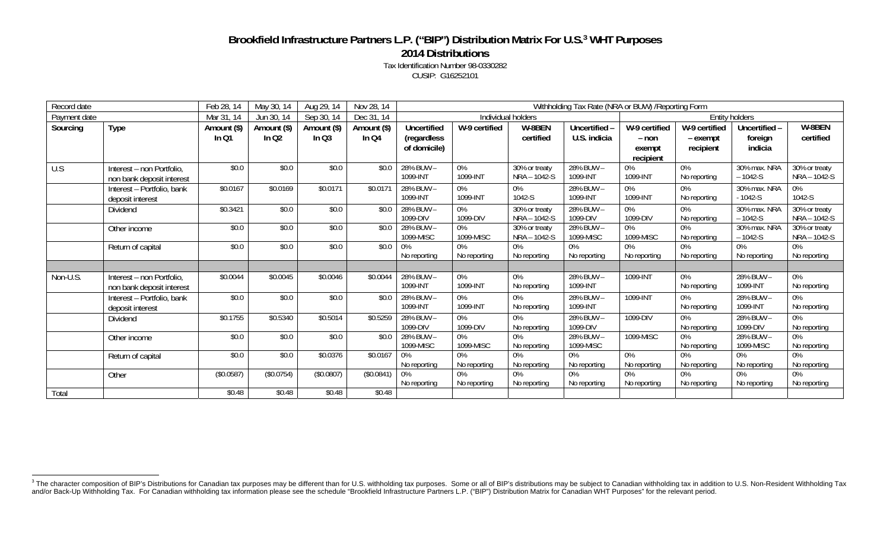# Brookfield Infrastructure Partners L.P. ("BIP") Distribution Matrix For U.S.[3] WHT Purposes

## 2014 Distributions

Tax Identification Number 98-0330282

CUSIP: G16252101

| Record date | | Feb 28, 14 | May 30, 14 | Aug 29, 14 | Nov 28, 14 | Withholding Tax Rate (NRA or BUW) /Reporting Form | | | | | | | |
|---|---|---|---|---|---|---|---|---|---|---|---|---|---|
| Payment date | | Mar 31, 14 | Jun 30, 14 | Sep 30, 14 | Dec 31, 14 | Individual holders | | | | Entity holders | | | |
| **Sourcing** | **Type** | **Amount ($) In Q1** | **Amount ($) In Q2** | **Amount ($) In Q3** | **Amount ($) In Q4** | **Uncertified (regardless of domicile)** | **W-9 certified** | **W-8BEN certified** | **Uncertified – U.S. indicia** | **W-9 certified – non exempt recipient** | **W-9 certified – exempt recipient** | **Uncertified – foreign indicia** | **W-8BEN certified** |
| U.S | Interest – non Portfolio, non bank deposit interest | $0.0 | $0.0 | $0.0 | $0.0 | 28% BUW – 1099-INT | 0% 1099-INT | 30% or treaty NRA – 1042-S | 28% BUW – 1099-INT | 0% 1099-INT | 0% No reporting | 30% max. NRA – 1042-S | 30% or treaty NRA – 1042-S |
| | Interest – Portfolio, bank deposit interest | $0.0167 | $0.0169 | $0.0171 | $0.0171 | 28% BUW – 1099-INT | 0% 1099-INT | 0% 1042-S | 28% BUW – 1099-INT | 0% 1099-INT | 0% No reporting | 30% max. NRA - 1042-S | 0% 1042-S |
| | Dividend | $0.3421 | $0.0 | $0.0 | $0.0 | 28% BUW – 1099-DIV | 0% 1099-DIV | 30% or treaty NRA – 1042-S | 28% BUW – 1099-DIV | 0% 1099-DIV | 0% No reporting | 30% max. NRA – 1042-S | 30% or treaty NRA – 1042-S |
| | Other income | $0.0 | $0.0 | $0.0 | $0.0 | 28% BUW – 1099-MISC | 0% 1099-MISC | 30% or treaty NRA – 1042-S | 28% BUW – 1099-MISC | 0% 1099-MISC | 0% No reporting | 30% max. NRA – 1042-S | 30% or treaty NRA – 1042-S |
| | Return of capital | $0.0 | $0.0 | $0.0 | $0.0 | 0% No reporting | 0% No reporting | 0% No reporting | 0% No reporting | 0% No reporting | 0% No reporting | 0% No reporting | 0% No reporting |
| | | | | | | | | | | | | | |
| Non-U.S. | Interest – non Portfolio, non bank deposit interest | $0.0044 | $0.0045 | $0.0046 | $0.0044 | 28% BUW – 1099-INT | 0% 1099-INT | 0% No reporting | 28% BUW – 1099-INT | 1099-INT | 0% No reporting | 28% BUW – 1099-INT | 0% No reporting |
| | Interest – Portfolio, bank deposit interest | $0.0 | $0.0 | $0.0 | $0.0 | 28% BUW – 1099-INT | 0% 1099-INT | 0% No reporting | 28% BUW – 1099-INT | 1099-INT | 0% No reporting | 28% BUW – 1099-INT | 0% No reporting |
| | Dividend | $0.1755 | $0.5340 | $0.5014 | $0.5259 | 28% BUW – 1099-DIV | 0% 1099-DIV | 0% No reporting | 28% BUW – 1099-DIV | 1099-DIV | 0% No reporting | 28% BUW – 1099-DIV | 0% No reporting |
| | Other income | $0.0 | $0.0 | $0.0 | $0.0 | 28% BUW – 1099-MISC | 0% 1099-MISC | 0% No reporting | 28% BUW – 1099-MISC | 1099-MISC | 0% No reporting | 28% BUW – 1099-MISC | 0% No reporting |
| | Return of capital | $0.0 | $0.0 | $0.0376 | $0.0167 | 0% No reporting | 0% No reporting | 0% No reporting | 0% No reporting | 0% No reporting | 0% No reporting | 0% No reporting | 0% No reporting |
| | Other | ($0.0587) | ($0.0754) | ($0.0807) | ($0.0841) | 0% No reporting | 0% No reporting | 0% No reporting | 0% No reporting | 0% No reporting | 0% No reporting | 0% No reporting | 0% No reporting |
| Total | | $0.48 | $0.48 | $0.48 | $0.48 | | | | | | | | |

[3] The character composition of BIP's Distributions for Canadian tax purposes may be different than for U.S. withholding tax purposes. Some or all of BIP's distributions may be subject to Canadian withholding tax in addition to U.S. Non-Resident Withholding Tax and/or Back-Up Withholding Tax. For Canadian withholding tax information please see the schedule "Brookfield Infrastructure Partners L.P. ("BIP") Distribution Matrix for Canadian WHT Purposes" for the relevant period.